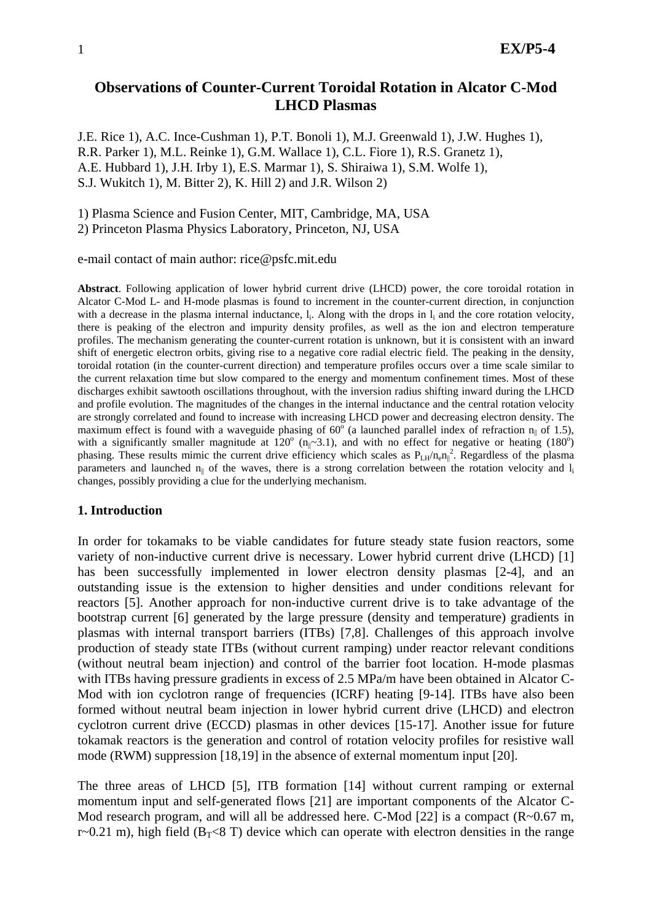# Observations of Counter-Current Toroidal Rotation in Alcator C-Mod LHCD Plasmas

J.E. Rice 1), A.C. Ince-Cushman 1), P.T. Bonoli 1), M.J. Greenwald 1), J.W. Hughes 1), R.R. Parker 1), M.L. Reinke 1), G.M. Wallace 1), C.L. Fiore 1), R.S. Granetz 1), A.E. Hubbard 1), J.H. Irby 1), E.S. Marmar 1), S. Shiraiwa 1), S.M. Wolfe 1), S.J. Wukitch 1), M. Bitter 2), K. Hill 2) and J.R. Wilson 2)

1) Plasma Science and Fusion Center, MIT, Cambridge, MA, USA
2) Princeton Plasma Physics Laboratory, Princeton, NJ, USA

e-mail contact of main author: rice@psfc.mit.edu

**Abstract**. Following application of lower hybrid current drive (LHCD) power, the core toroidal rotation in Alcator C-Mod L- and H-mode plasmas is found to increment in the counter-current direction, in conjunction with a decrease in the plasma internal inductance, $l_i$. Along with the drops in $l_i$ and the core rotation velocity, there is peaking of the electron and impurity density profiles, as well as the ion and electron temperature profiles. The mechanism generating the counter-current rotation is unknown, but it is consistent with an inward shift of energetic electron orbits, giving rise to a negative core radial electric field. The peaking in the density, toroidal rotation (in the counter-current direction) and temperature profiles occurs over a time scale similar to the current relaxation time but slow compared to the energy and momentum confinement times. Most of these discharges exhibit sawtooth oscillations throughout, with the inversion radius shifting inward during the LHCD and profile evolution. The magnitudes of the changes in the internal inductance and the central rotation velocity are strongly correlated and found to increase with increasing LHCD power and decreasing electron density. The maximum effect is found with a waveguide phasing of $60^o$ (a launched parallel index of refraction $n_\parallel$ of 1.5), with a significantly smaller magnitude at $120^o$ ($n_\parallel$~3.1), and with no effect for negative or heating ($180^o$) phasing. These results mimic the current drive efficiency which scales as $P_{LH}/n_e n_\parallel^2$. Regardless of the plasma parameters and launched $n_\parallel$ of the waves, there is a strong correlation between the rotation velocity and $l_i$ changes, possibly providing a clue for the underlying mechanism.

## 1. Introduction

In order for tokamaks to be viable candidates for future steady state fusion reactors, some variety of non-inductive current drive is necessary. Lower hybrid current drive (LHCD) [1] has been successfully implemented in lower electron density plasmas [2-4], and an outstanding issue is the extension to higher densities and under conditions relevant for reactors [5]. Another approach for non-inductive current drive is to take advantage of the bootstrap current [6] generated by the large pressure (density and temperature) gradients in plasmas with internal transport barriers (ITBs) [7,8]. Challenges of this approach involve production of steady state ITBs (without current ramping) under reactor relevant conditions (without neutral beam injection) and control of the barrier foot location. H-mode plasmas with ITBs having pressure gradients in excess of 2.5 MPa/m have been obtained in Alcator C-Mod with ion cyclotron range of frequencies (ICRF) heating [9-14]. ITBs have also been formed without neutral beam injection in lower hybrid current drive (LHCD) and electron cyclotron current drive (ECCD) plasmas in other devices [15-17]. Another issue for future tokamak reactors is the generation and control of rotation velocity profiles for resistive wall mode (RWM) suppression [18,19] in the absence of external momentum input [20].

The three areas of LHCD [5], ITB formation [14] without current ramping or external momentum input and self-generated flows [21] are important components of the Alcator C-Mod research program, and will all be addressed here. C-Mod [22] is a compact (R~0.67 m, r~0.21 m), high field ($B_T$<8 T) device which can operate with electron densities in the range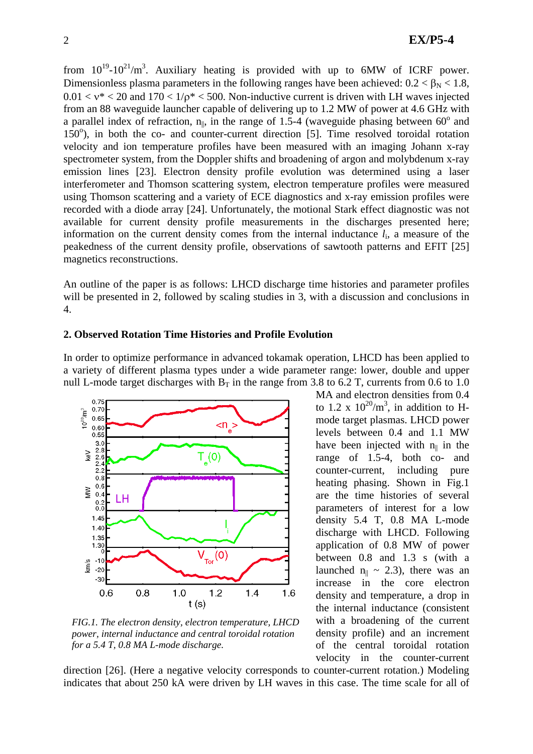from $10^{19}$-$10^{21}$/m$^3$. Auxiliary heating is provided with up to 6MW of ICRF power. Dimensionless plasma parameters in the following ranges have been achieved: $0.2 < \beta_N < 1.8$, $0.01 < \nu^* < 20$ and $170 < 1/\rho^* < 500$. Non-inductive current is driven with LH waves injected from an 88 waveguide launcher capable of delivering up to 1.2 MW of power at 4.6 GHz with a parallel index of refraction, $n_\parallel$, in the range of 1.5-4 (waveguide phasing between 60$^o$ and 150$^o$), in both the co- and counter-current direction [5]. Time resolved toroidal rotation velocity and ion temperature profiles have been measured with an imaging Johann x-ray spectrometer system, from the Doppler shifts and broadening of argon and molybdenum x-ray emission lines [23]. Electron density profile evolution was determined using a laser interferometer and Thomson scattering system, electron temperature profiles were measured using Thomson scattering and a variety of ECE diagnostics and x-ray emission profiles were recorded with a diode array [24]. Unfortunately, the motional Stark effect diagnostic was not available for current density profile measurements in the discharges presented here; information on the current density comes from the internal inductance $l_i$, a measure of the peakedness of the current density profile, observations of sawtooth patterns and EFIT [25] magnetics reconstructions.

An outline of the paper is as follows: LHCD discharge time histories and parameter profiles will be presented in 2, followed by scaling studies in 3, with a discussion and conclusions in 4.

## 2. Observed Rotation Time Histories and Profile Evolution

In order to optimize performance in advanced tokamak operation, LHCD has been applied to a variety of different plasma types under a wide parameter range: lower, double and upper null L-mode target discharges with $B_T$ in the range from 3.8 to 6.2 T, currents from 0.6 to 1.0 MA and electron densities from 0.4 to 1.2 x $10^{20}$/m$^3$, in addition to H-mode target plasmas. LHCD power levels between 0.4 and 1.1 MW have been injected with $n_\parallel$ in the range of 1.5-4, both co- and counter-current, including pure heating phasing. Shown in Fig.1 are the time histories of several parameters of interest for a low density 5.4 T, 0.8 MA L-mode discharge with LHCD. Following application of 0.8 MW of power between 0.8 and 1.3 s (with a launched $n_\parallel \sim 2.3$), there was an increase in the core electron density and temperature, a drop in the internal inductance (consistent with a broadening of the current density profile) and an increment of the central toroidal rotation velocity in the counter-current direction [26]. (Here a negative velocity corresponds to counter-current rotation.) Modeling indicates that about 250 kA were driven by LH waves in this case. The time scale for all of

*FIG.1. The electron density, electron temperature, LHCD power, internal inductance and central toroidal rotation for a 5.4 T, 0.8 MA L-mode discharge.*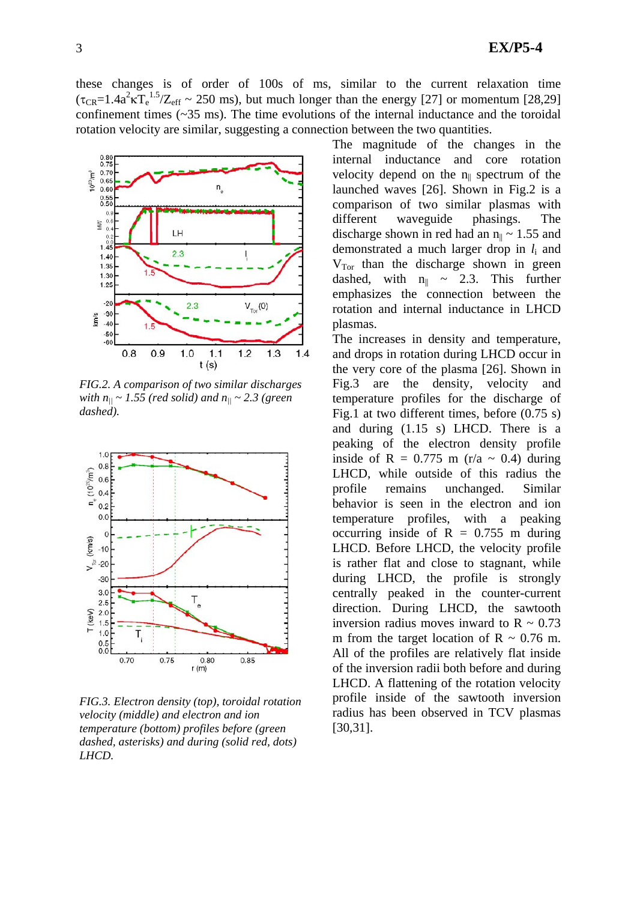these changes is of order of 100s of ms, similar to the current relaxation time ($\tau_{CR}$=1.4$a^2\kappa T_e^{1.5}/Z_{eff}$ ~ 250 ms), but much longer than the energy [27] or momentum [28,29] confinement times (~35 ms). The time evolutions of the internal inductance and the toroidal rotation velocity are similar, suggesting a connection between the two quantities.

The magnitude of the changes in the internal inductance and core rotation velocity depend on the $n_{||}$ spectrum of the launched waves [26]. Shown in Fig.2 is a comparison of two similar plasmas with different waveguide phasings. The discharge shown in red had an $n_{||}$ ~ 1.55 and demonstrated a much larger drop in $l_i$ and $V_{Tor}$ than the discharge shown in green dashed, with $n_{||}$ ~ 2.3. This further emphasizes the connection between the rotation and internal inductance in LHCD plasmas.

*FIG.2. A comparison of two similar discharges with $n_{||}$ ~ 1.55 (red solid) and $n_{||}$ ~ 2.3 (green dashed).*

The increases in density and temperature, and drops in rotation during LHCD occur in the very core of the plasma [26]. Shown in Fig.3 are the density, velocity and temperature profiles for the discharge of Fig.1 at two different times, before (0.75 s) and during (1.15 s) LHCD. There is a peaking of the electron density profile inside of R = 0.775 m (r/a ~ 0.4) during LHCD, while outside of this radius the profile remains unchanged. Similar behavior is seen in the electron and ion temperature profiles, with a peaking occurring inside of R = 0.755 m during LHCD. Before LHCD, the velocity profile is rather flat and close to stagnant, while during LHCD, the profile is strongly centrally peaked in the counter-current direction. During LHCD, the sawtooth inversion radius moves inward to R ~ 0.73 m from the target location of R ~ 0.76 m. All of the profiles are relatively flat inside of the inversion radii both before and during LHCD. A flattening of the rotation velocity profile inside of the sawtooth inversion radius has been observed in TCV plasmas [30,31].

*FIG.3. Electron density (top), toroidal rotation velocity (middle) and electron and ion temperature (bottom) profiles before (green dashed, asterisks) and during (solid red, dots) LHCD.*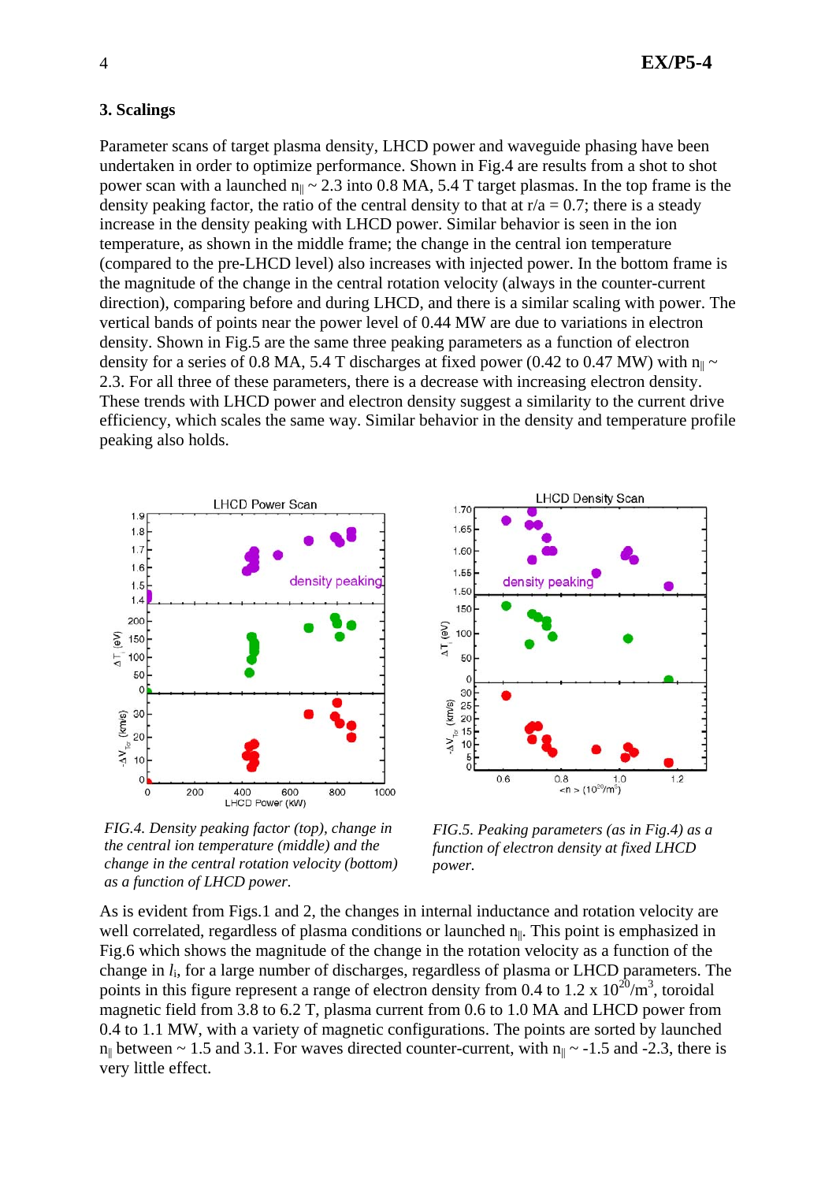### 3. Scalings

Parameter scans of target plasma density, LHCD power and waveguide phasing have been undertaken in order to optimize performance. Shown in Fig.4 are results from a shot to shot power scan with a launched $n_{\|} \sim 2.3$ into 0.8 MA, 5.4 T target plasmas. In the top frame is the density peaking factor, the ratio of the central density to that at $r/a = 0.7$; there is a steady increase in the density peaking with LHCD power. Similar behavior is seen in the ion temperature, as shown in the middle frame; the change in the central ion temperature (compared to the pre-LHCD level) also increases with injected power. In the bottom frame is the magnitude of the change in the central rotation velocity (always in the counter-current direction), comparing before and during LHCD, and there is a similar scaling with power. The vertical bands of points near the power level of 0.44 MW are due to variations in electron density. Shown in Fig.5 are the same three peaking parameters as a function of electron density for a series of 0.8 MA, 5.4 T discharges at fixed power (0.42 to 0.47 MW) with $n_{\|} \sim 2.3$. For all three of these parameters, there is a decrease with increasing electron density. These trends with LHCD power and electron density suggest a similarity to the current drive efficiency, which scales the same way. Similar behavior in the density and temperature profile peaking also holds.

*FIG.4. Density peaking factor (top), change in the central ion temperature (middle) and the change in the central rotation velocity (bottom) as a function of LHCD power.*

*FIG.5. Peaking parameters (as in Fig.4) as a function of electron density at fixed LHCD power.*

As is evident from Figs.1 and 2, the changes in internal inductance and rotation velocity are well correlated, regardless of plasma conditions or launched $n_{\|}$. This point is emphasized in Fig.6 which shows the magnitude of the change in the rotation velocity as a function of the change in $l_i$, for a large number of discharges, regardless of plasma or LHCD parameters. The points in this figure represent a range of electron density from 0.4 to 1.2 x $10^{20}/m^3$, toroidal magnetic field from 3.8 to 6.2 T, plasma current from 0.6 to 1.0 MA and LHCD power from 0.4 to 1.1 MW, with a variety of magnetic configurations. The points are sorted by launched $n_{\|}$ between ~ 1.5 and 3.1. For waves directed counter-current, with $n_{\|} \sim$ -1.5 and -2.3, there is very little effect.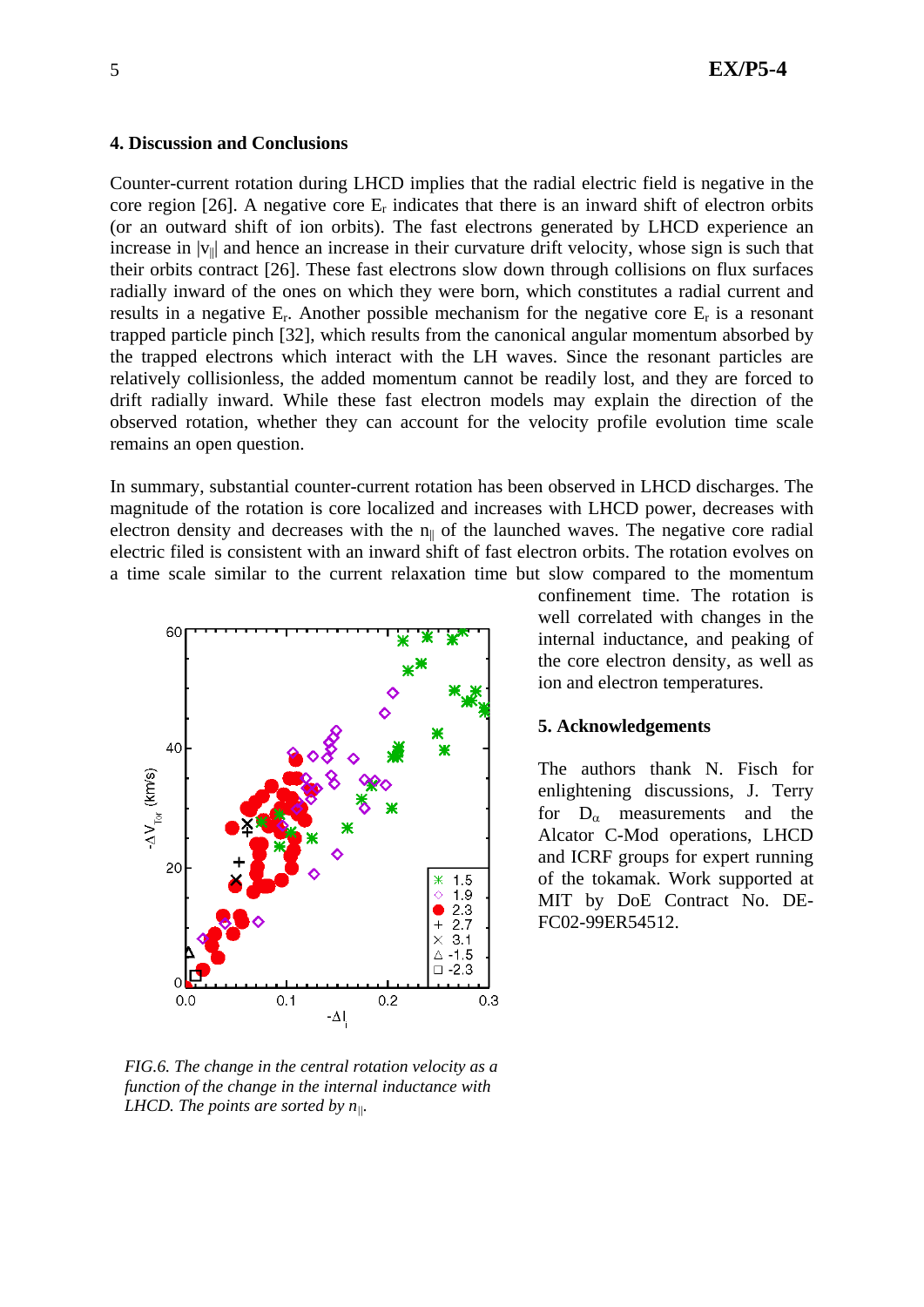## 4. Discussion and Conclusions

Counter-current rotation during LHCD implies that the radial electric field is negative in the core region [26]. A negative core $E_r$ indicates that there is an inward shift of electron orbits (or an outward shift of ion orbits). The fast electrons generated by LHCD experience an increase in $|v_{||}|$ and hence an increase in their curvature drift velocity, whose sign is such that their orbits contract [26]. These fast electrons slow down through collisions on flux surfaces radially inward of the ones on which they were born, which constitutes a radial current and results in a negative $E_r$. Another possible mechanism for the negative core $E_r$ is a resonant trapped particle pinch [32], which results from the canonical angular momentum absorbed by the trapped electrons which interact with the LH waves. Since the resonant particles are relatively collisionless, the added momentum cannot be readily lost, and they are forced to drift radially inward. While these fast electron models may explain the direction of the observed rotation, whether they can account for the velocity profile evolution time scale remains an open question.

In summary, substantial counter-current rotation has been observed in LHCD discharges. The magnitude of the rotation is core localized and increases with LHCD power, decreases with electron density and decreases with the $n_{||}$ of the launched waves. The negative core radial electric filed is consistent with an inward shift of fast electron orbits. The rotation evolves on a time scale similar to the current relaxation time but slow compared to the momentum confinement time. The rotation is well correlated with changes in the internal inductance, and peaking of the core electron density, as well as ion and electron temperatures.

*FIG.6. The change in the central rotation velocity as a function of the change in the internal inductance with LHCD. The points are sorted by $n_{||}$.*

## 5. Acknowledgements

The authors thank N. Fisch for enlightening discussions, J. Terry for $D_\alpha$ measurements and the Alcator C-Mod operations, LHCD and ICRF groups for expert running of the tokamak. Work supported at MIT by DoE Contract No. DE-FC02-99ER54512.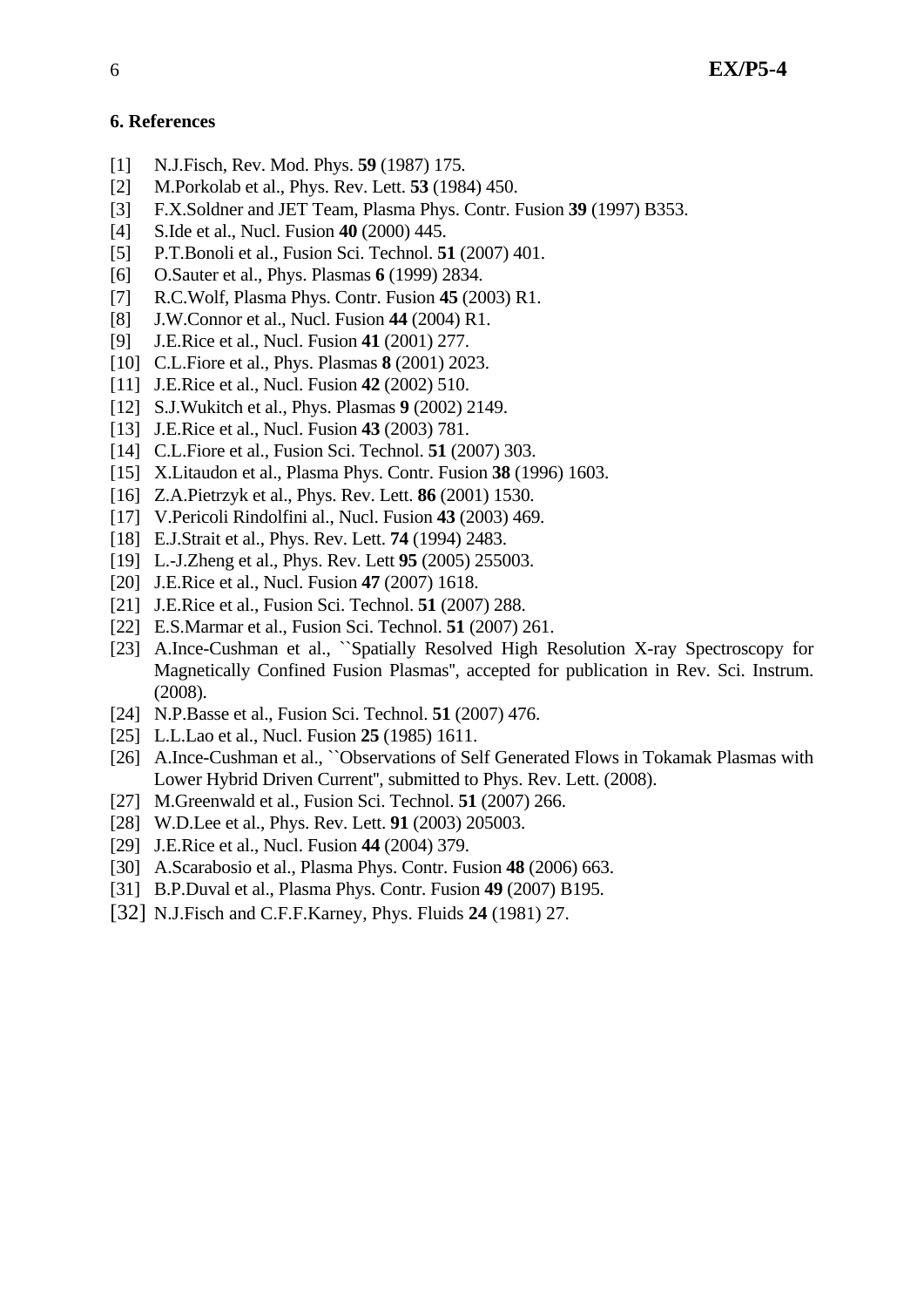## 6. References

[1] N.J.Fisch, Rev. Mod. Phys. **59** (1987) 175.
[2] M.Porkolab et al., Phys. Rev. Lett. **53** (1984) 450.
[3] F.X.Soldner and JET Team, Plasma Phys. Contr. Fusion **39** (1997) B353.
[4] S.Ide et al., Nucl. Fusion **40** (2000) 445.
[5] P.T.Bonoli et al., Fusion Sci. Technol. **51** (2007) 401.
[6] O.Sauter et al., Phys. Plasmas **6** (1999) 2834.
[7] R.C.Wolf, Plasma Phys. Contr. Fusion **45** (2003) R1.
[8] J.W.Connor et al., Nucl. Fusion **44** (2004) R1.
[9] J.E.Rice et al., Nucl. Fusion **41** (2001) 277.
[10] C.L.Fiore et al., Phys. Plasmas **8** (2001) 2023.
[11] J.E.Rice et al., Nucl. Fusion **42** (2002) 510.
[12] S.J.Wukitch et al., Phys. Plasmas **9** (2002) 2149.
[13] J.E.Rice et al., Nucl. Fusion **43** (2003) 781.
[14] C.L.Fiore et al., Fusion Sci. Technol. **51** (2007) 303.
[15] X.Litaudon et al., Plasma Phys. Contr. Fusion **38** (1996) 1603.
[16] Z.A.Pietrzyk et al., Phys. Rev. Lett. **86** (2001) 1530.
[17] V.Pericoli Rindolfini al., Nucl. Fusion **43** (2003) 469.
[18] E.J.Strait et al., Phys. Rev. Lett. **74** (1994) 2483.
[19] L.-J.Zheng et al., Phys. Rev. Lett **95** (2005) 255003.
[20] J.E.Rice et al., Nucl. Fusion **47** (2007) 1618.
[21] J.E.Rice et al., Fusion Sci. Technol. **51** (2007) 288.
[22] E.S.Marmar et al., Fusion Sci. Technol. **51** (2007) 261.
[23] A.Ince-Cushman et al., ``Spatially Resolved High Resolution X-ray Spectroscopy for Magnetically Confined Fusion Plasmas'', accepted for publication in Rev. Sci. Instrum. (2008).
[24] N.P.Basse et al., Fusion Sci. Technol. **51** (2007) 476.
[25] L.L.Lao et al., Nucl. Fusion **25** (1985) 1611.
[26] A.Ince-Cushman et al., ``Observations of Self Generated Flows in Tokamak Plasmas with Lower Hybrid Driven Current'', submitted to Phys. Rev. Lett. (2008).
[27] M.Greenwald et al., Fusion Sci. Technol. **51** (2007) 266.
[28] W.D.Lee et al., Phys. Rev. Lett. **91** (2003) 205003.
[29] J.E.Rice et al., Nucl. Fusion **44** (2004) 379.
[30] A.Scarabosio et al., Plasma Phys. Contr. Fusion **48** (2006) 663.
[31] B.P.Duval et al., Plasma Phys. Contr. Fusion **49** (2007) B195.
[32] N.J.Fisch and C.F.F.Karney, Phys. Fluids **24** (1981) 27.